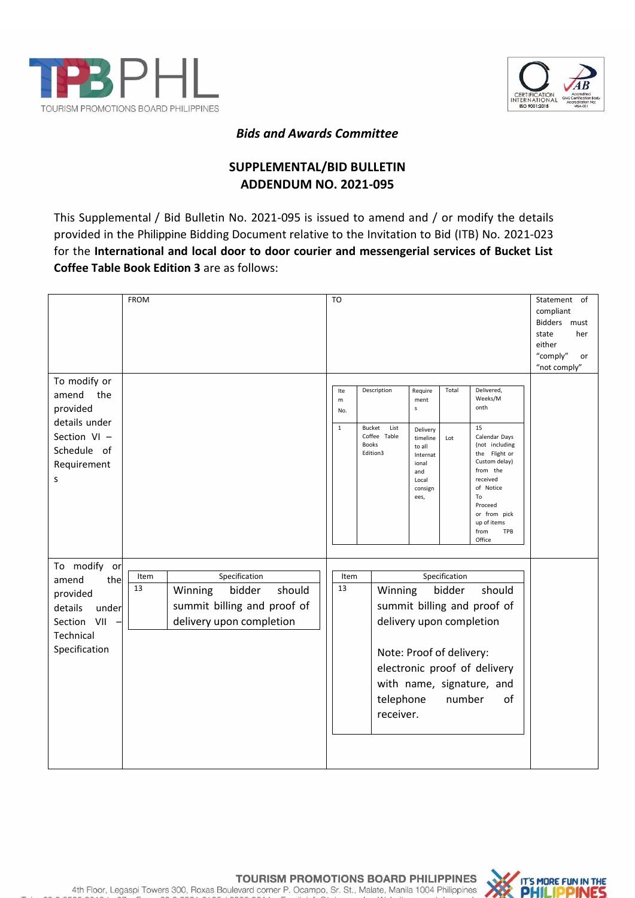**TPBPHL**
TOURISM PROMOTIONS BOARD PHILIPPINES

***Bids and Awards Committee***

## SUPPLEMENTAL/BID BULLETIN
## ADDENDUM NO. 2021-095

This Supplemental / Bid Bulletin No. 2021-095 is issued to amend and / or modify the details provided in the Philippine Bidding Document relative to the Invitation to Bid (ITB) No. 2021-023 for the **International and local door to door courier and messengerial services of Bucket List Coffee Table Book Edition 3** are as follows:

| | FROM | TO | Statement of compliant Bidders must state her either "comply" or "not comply" |
|---|---|---|---|
| To modify or amend the provided details under Section VI – Schedule of Requirements | | Item No.: 1; Description: Bucket List Coffee Table Books Edition3; Requirements: Delivery timeline to all International and Local consignees,; Total: Lot; Delivered, Weeks/Month: 15 Calendar Days (not including the Flight or Custom delay) from the received of Notice To Proceed or from pick up of items from TPB Office | |
| To modify or amend the provided details under Section VII – Technical Specification | Item: 13; Specification: Winning bidder should summit billing and proof of delivery upon completion | Item: 13; Specification: Winning bidder should summit billing and proof of delivery upon completion<br><br>Note: Proof of delivery: electronic proof of delivery with name, signature, and telephone number of receiver. | |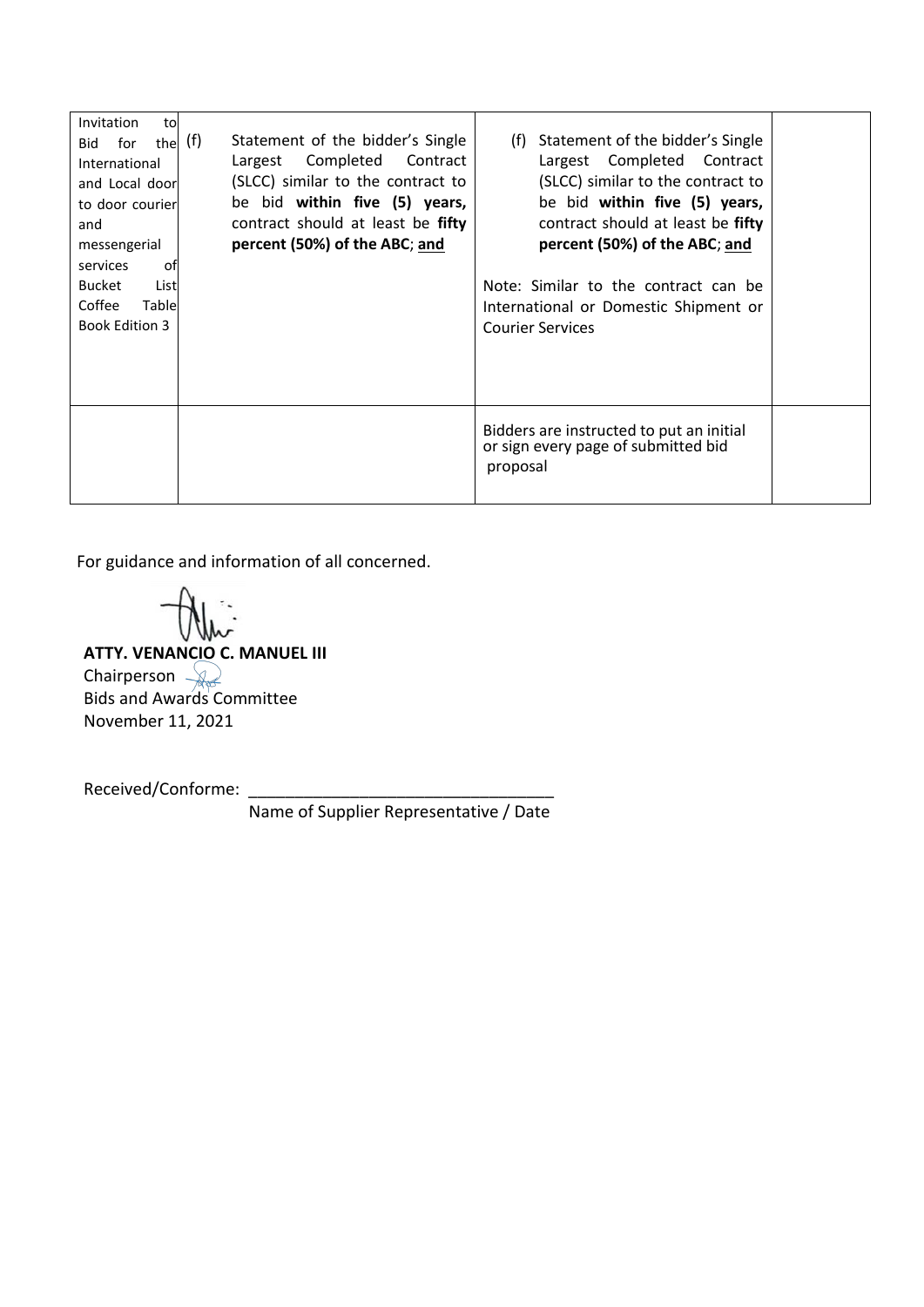| | | | |
|---|---|---|---|
| Invitation to Bid for the International and Local door to door courier and messengerial services of Bucket List Coffee Table Book Edition 3 | (f) Statement of the bidder's Single Largest Completed Contract (SLCC) similar to the contract to be bid **within five (5) years,** contract should at least be **fifty percent (50%) of the ABC**; **and** | (f) Statement of the bidder's Single Largest Completed Contract (SLCC) similar to the contract to be bid **within five (5) years,** contract should at least be **fifty percent (50%) of the ABC**; **and**<br><br>Note: Similar to the contract can be International or Domestic Shipment or Courier Services | |
| | | Bidders are instructed to put an initial or sign every page of submitted bid proposal | |

For guidance and information of all concerned.

**ATTY. VENANCIO C. MANUEL III**
Chairperson
Bids and Awards Committee
November 11, 2021

Received/Conforme: ________________________________
Name of Supplier Representative / Date